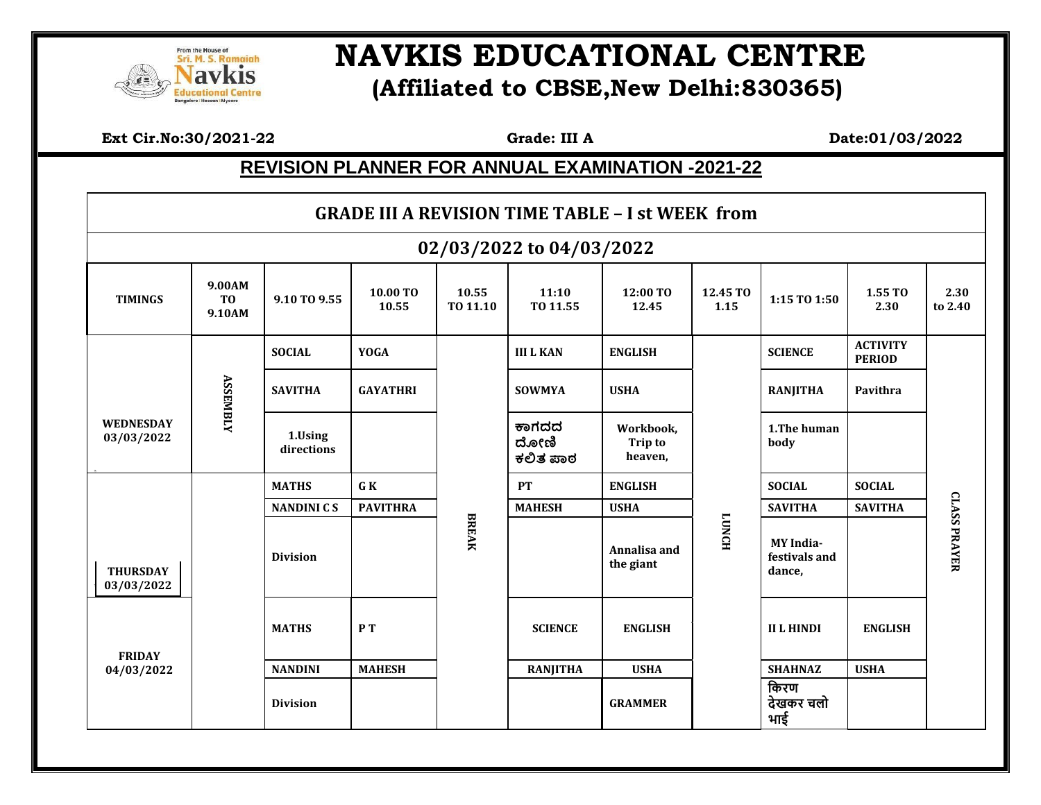From the House of Sri. M. S. Ramaiah Navkis Educational Centre Bangalore | Hassan | Mysore

# NAVKIS EDUCATIONAL CENTRE

## (Affiliated to CBSE,New Delhi:830365)

**Ext Cir.No:30/2021-22** **Grade: III A** **Date:01/03/2022**

## REVISION PLANNER FOR ANNUAL EXAMINATION -2021-22

### GRADE III A REVISION TIME TABLE – I st WEEK from 02/03/2022 to 04/03/2022

| TIMINGS | 9.00AM TO 9.10AM | 9.10 TO 9.55 | 10.00 TO 10.55 | 10.55 TO 11.10 | 11:10 TO 11.55 | 12:00 TO 12.45 | 12.45 TO 1.15 | 1:15 TO 1:50 | 1.55 TO 2.30 | 2.30 to 2.40 |
|---|---|---|---|---|---|---|---|---|---|---|
| WEDNESDAY 03/03/2022 | ASSEMBLY | SOCIAL | YOGA | BREAK | III L KAN | ENGLISH | LUNCH | SCIENCE | ACTIVITY PERIOD | CLASS PRAYER |
| | | SAVITHA | GAYATHRI | | SOWMYA | USHA | | RANJITHA | Pavithra | |
| | | 1.Using directions | | | ಕಾಗದದ ದೋಣಿ ಕಲಿತ ಪಾಠ | Workbook, Trip to heaven, | | 1.The human body | | |
| THURSDAY 03/03/2022 | | MATHS | G K | | PT | ENGLISH | | SOCIAL | SOCIAL | |
| | | NANDINI C S | PAVITHRA | | MAHESH | USHA | | SAVITHA | SAVITHA | |
| | | Division | | | | Annalisa and the giant | | MY India- festivals and dance, | | |
| FRIDAY 04/03/2022 | | MATHS | P T | | SCIENCE | ENGLISH | | II L HINDI | ENGLISH | |
| | | NANDINI | MAHESH | | RANJITHA | USHA | | SHAHNAZ | USHA | |
| | | Division | | | | GRAMMER | | किरण देखकर चलो भाई | | |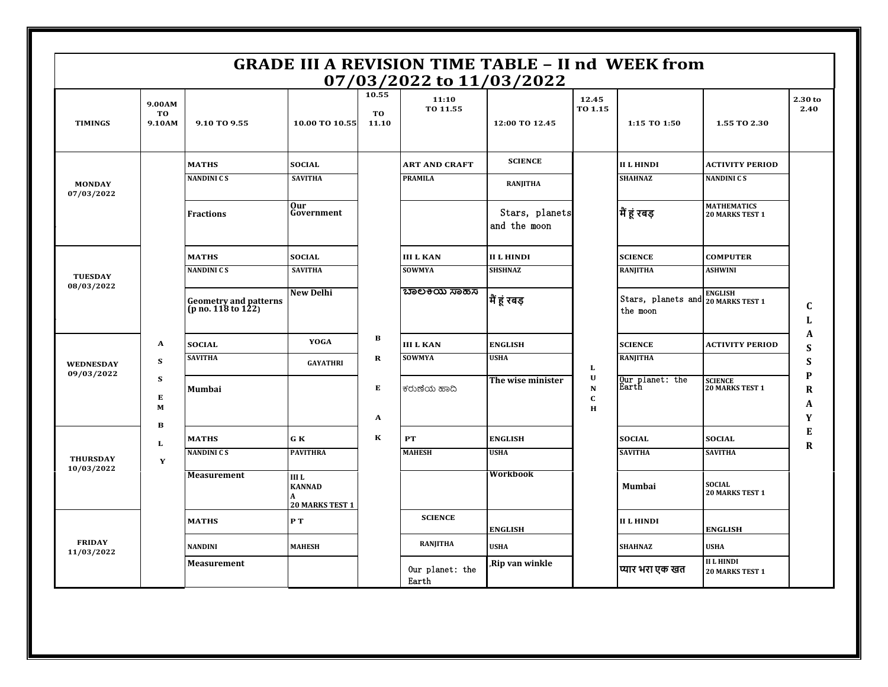# GRADE III A REVISION TIME TABLE – II nd WEEK from 07/03/2022 to 11/03/2022

| TIMINGS | 9.00AM TO 9.10AM | 9.10 TO 9.55 | 10.00 TO 10.55 | 10.55 TO 11.10 | 11:10 TO 11.55 | 12:00 TO 12.45 | 12.45 TO 1.15 | 1:15 TO 1:50 | 1.55 TO 2.30 | 2.30 to 2.40 |
|---|---|---|---|---|---|---|---|---|---|---|
| MONDAY 07/03/2022 | ASSEMBLY | MATHS<br>NANDINI C S<br>Fractions | SOCIAL<br>SAVITHA<br>Our Government | BREAK | ART AND CRAFT<br>PRAMILA | SCIENCE<br>RANJITHA<br>Stars, planets and the moon | LUNCH | II L HINDI<br>SHAHNAZ<br>मैं हूं रबड़ | ACTIVITY PERIOD<br>NANDINI C S<br>MATHEMATICS 20 MARKS TEST 1 | CLASS PRAYER |
| TUESDAY 08/03/2022 | | MATHS<br>NANDINI C S<br>Geometry and patterns (p no. 118 to 122) | SOCIAL<br>SAVITHA<br>New Delhi | | III L KAN<br>SOWMYA<br>ಬಾಲಕಯ ಸಾಹಸ | II L HINDI<br>SHSHNAZ<br>मैं हूं रबड़ | | SCIENCE<br>RANJITHA<br>Stars, planets and the moon | COMPUTER<br>ASHWINI<br>ENGLISH 20 MARKS TEST 1 | |
| WEDNESDAY 09/03/2022 | | SOCIAL<br>SAVITHA<br>Mumbai | YOGA<br>GAYATHRI | | III L KAN<br>SOWMYA<br>ಕರುಣೆಯ ಹಾದಿ | ENGLISH<br>USHA<br>The wise minister | | SCIENCE<br>RANJITHA<br>Our planet: the Earth | ACTIVITY PERIOD<br>SCIENCE 20 MARKS TEST 1 | |
| THURSDAY 10/03/2022 | | MATHS<br>NANDINI C S<br>Measurement | G K<br>PAVITHRA<br>III L KANNADA 20 MARKS TEST 1 | | PT<br>MAHESH | ENGLISH<br>USHA<br>Workbook | | SOCIAL<br>SAVITHA<br>Mumbai | SOCIAL<br>SAVITHA<br>SOCIAL 20 MARKS TEST 1 | |
| FRIDAY 11/03/2022 | | MATHS<br>NANDINI<br>Measurement | P T<br>MAHESH | | SCIENCE<br>RANJITHA<br>Our planet: the Earth | ENGLISH<br>USHA<br>,Rip van winkle | | II L HINDI<br>SHAHNAZ<br>प्यार भरा एक खत | ENGLISH<br>USHA<br>II L HINDI 20 MARKS TEST 1 | |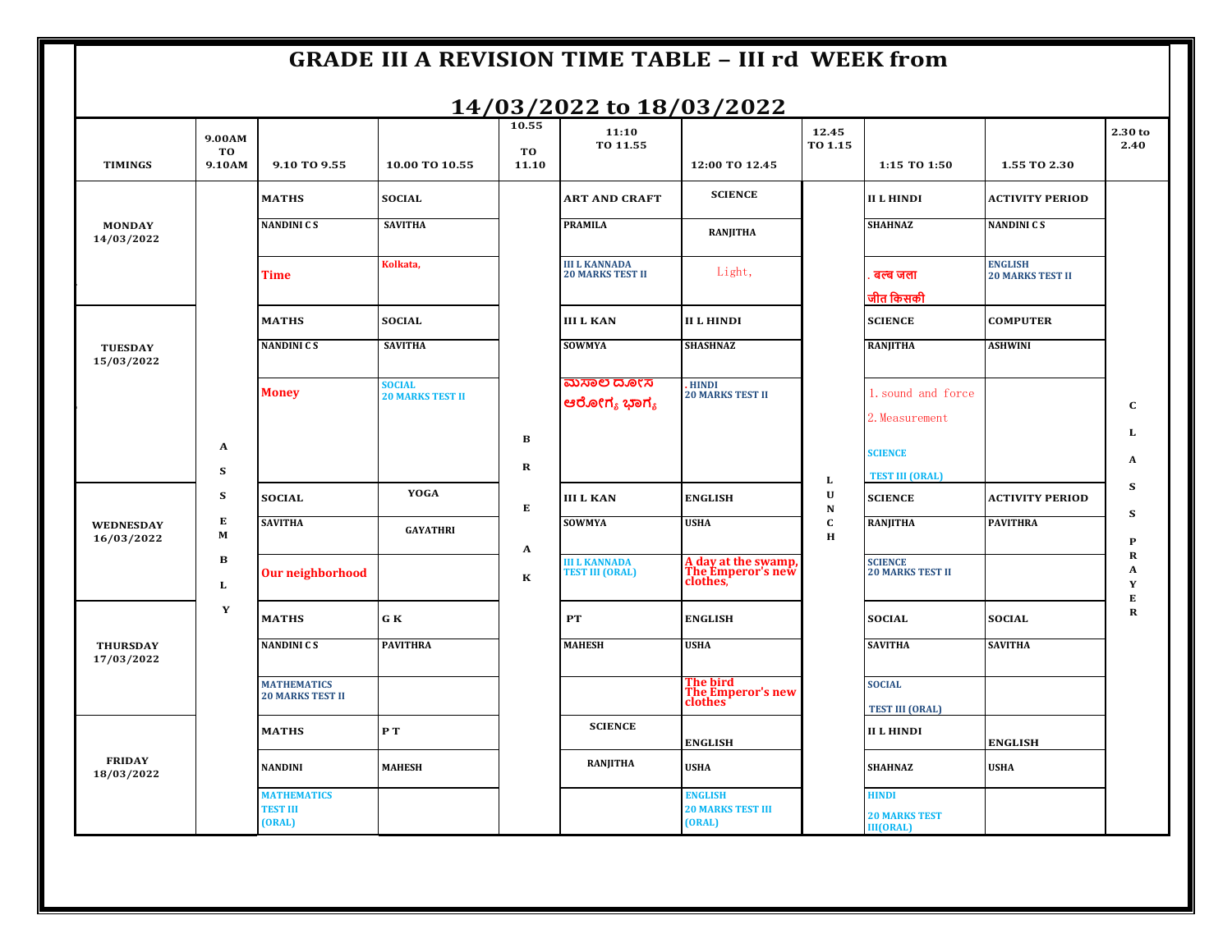# GRADE III A REVISION TIME TABLE – III rd WEEK from

## 14/03/2022 to 18/03/2022

| TIMINGS | 9.00AM TO 9.10AM | 9.10 TO 9.55 | 10.00 TO 10.55 | 10.55 TO 11.10 | 11:10 TO 11.55 | 12:00 TO 12.45 | 12.45 TO 1.15 | 1:15 TO 1:50 | 1.55 TO 2.30 | 2.30 to 2.40 |
|---|---|---|---|---|---|---|---|---|---|---|
| MONDAY 14/03/2022 | ASSEMBLY | MATHS<br>NANDINI C S<br>Time | SOCIAL<br>SAVITHA<br>Kolkata, | BREAK | ART AND CRAFT<br>PRAMILA<br>III L KANNADA 20 MARKS TEST II | SCIENCE<br>RANJITHA<br>Light, | LUNCH | II L HINDI<br>SHAHNAZ<br>. बल्ब जला<br>जीत किसकी | ACTIVITY PERIOD<br>NANDINI C S<br>ENGLISH 20 MARKS TEST II | CLASS PRAYER |
| TUESDAY 15/03/2022 | | MATHS<br>NANDINI C S<br>Money | SOCIAL<br>SAVITHA<br>SOCIAL 20 MARKS TEST II | | III L KAN<br>SOWMYA<br>ಮಸಾಲ ದೋಸ<br>ಆರೋಗ್ಯ ಭಾಗ್ಯ | II L HINDI<br>SHASHNAZ<br>. HINDI 20 MARKS TEST II | | SCIENCE<br>RANJITHA<br>1. sound and force<br>2. Measurement<br>SCIENCE<br>TEST III (ORAL) | COMPUTER<br>ASHWINI | |
| WEDNESDAY 16/03/2022 | | SOCIAL<br>SAVITHA<br>Our neighborhood | YOGA<br>GAYATHRI | | III L KAN<br>SOWMYA<br>III L KANNADA TEST III (ORAL) | ENGLISH<br>USHA<br>A day at the swamp, The Emperor's new clothes, | | SCIENCE<br>RANJITHA<br>SCIENCE 20 MARKS TEST II | ACTIVITY PERIOD<br>PAVITHRA | |
| THURSDAY 17/03/2022 | | MATHS<br>NANDINI C S<br>MATHEMATICS 20 MARKS TEST II | G K<br>PAVITHRA | | PT<br>MAHESH | ENGLISH<br>USHA<br>The bird<br>The Emperor's new clothes | | SOCIAL<br>SAVITHA<br>SOCIAL<br>TEST III (ORAL) | SOCIAL<br>SAVITHA | |
| FRIDAY 18/03/2022 | | MATHS<br>NANDINI<br>MATHEMATICS TEST III (ORAL) | P T<br>MAHESH | | SCIENCE<br>RANJITHA | ENGLISH<br>USHA<br>ENGLISH 20 MARKS TEST III (ORAL) | | II L HINDI<br>SHAHNAZ<br>HINDI<br>20 MARKS TEST III(ORAL) | ENGLISH<br>USHA | |